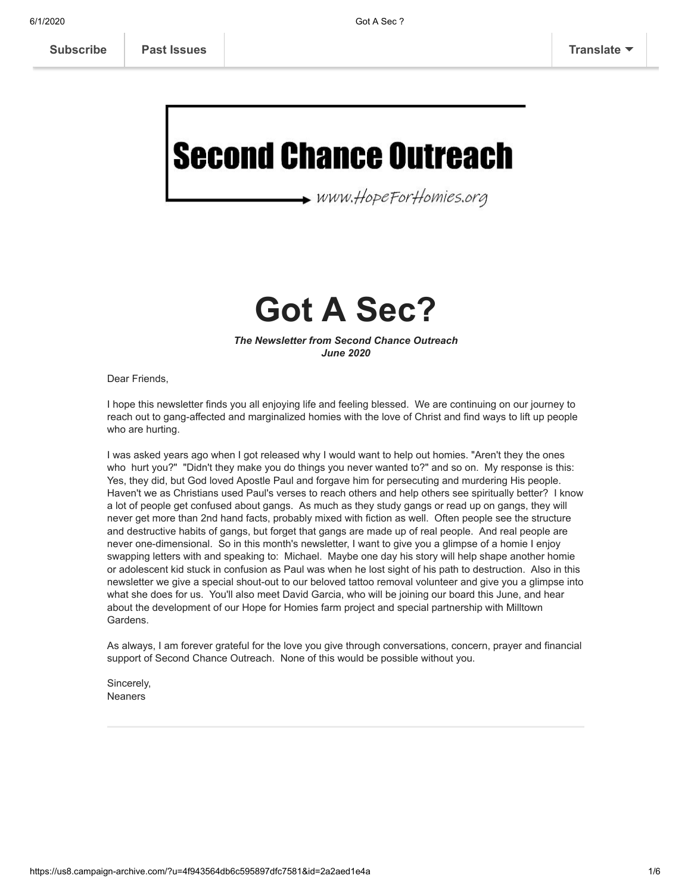Subscribe | Past Issues | Translate

**Second Chance Outreach**

www.HopeForHomies.org

# Got A Sec?

***The Newsletter from Second Chance Outreach***
***June 2020***

Dear Friends,

I hope this newsletter finds you all enjoying life and feeling blessed. We are continuing on our journey to reach out to gang-affected and marginalized homies with the love of Christ and find ways to lift up people who are hurting.

I was asked years ago when I got released why I would want to help out homies. "Aren't they the ones who hurt you?" "Didn't they make you do things you never wanted to?" and so on. My response is this: Yes, they did, but God loved Apostle Paul and forgave him for persecuting and murdering His people. Haven't we as Christians used Paul's verses to reach others and help others see spiritually better? I know a lot of people get confused about gangs. As much as they study gangs or read up on gangs, they will never get more than 2nd hand facts, probably mixed with fiction as well. Often people see the structure and destructive habits of gangs, but forget that gangs are made up of real people. And real people are never one-dimensional. So in this month's newsletter, I want to give you a glimpse of a homie I enjoy swapping letters with and speaking to: Michael. Maybe one day his story will help shape another homie or adolescent kid stuck in confusion as Paul was when he lost sight of his path to destruction. Also in this newsletter we give a special shout-out to our beloved tattoo removal volunteer and give you a glimpse into what she does for us. You'll also meet David Garcia, who will be joining our board this June, and hear about the development of our Hope for Homies farm project and special partnership with Milltown Gardens.

As always, I am forever grateful for the love you give through conversations, concern, prayer and financial support of Second Chance Outreach. None of this would be possible without you.

Sincerely,
Neaners

---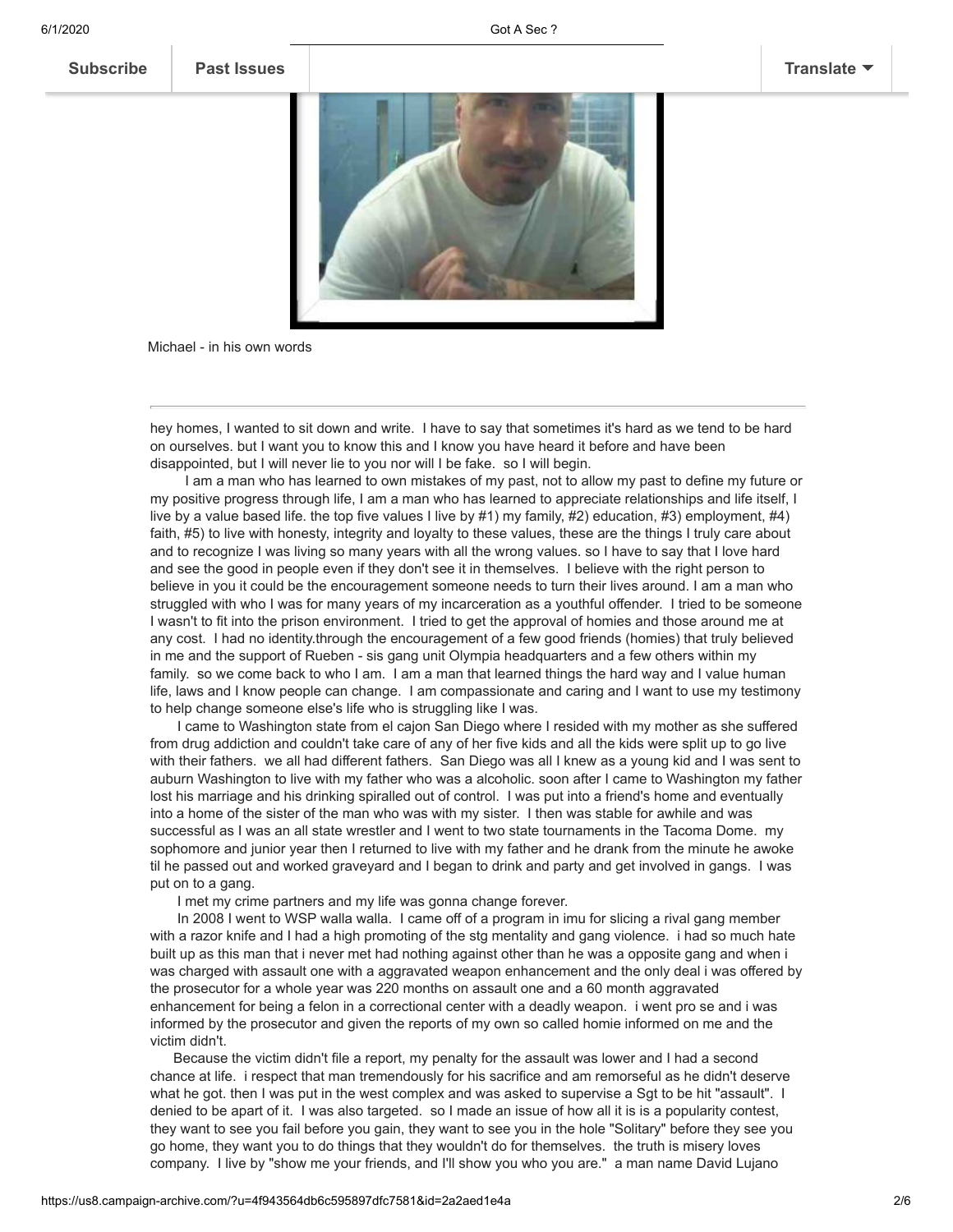Michael - in his own words

---

hey homes, I wanted to sit down and write. I have to say that sometimes it's hard as we tend to be hard on ourselves. but I want you to know this and I know you have heard it before and have been disappointed, but I will never lie to you nor will I be fake. so I will begin.

I am a man who has learned to own mistakes of my past, not to allow my past to define my future or my positive progress through life, I am a man who has learned to appreciate relationships and life itself, I live by a value based life. the top five values I live by #1) my family, #2) education, #3) employment, #4) faith, #5) to live with honesty, integrity and loyalty to these values, these are the things I truly care about and to recognize I was living so many years with all the wrong values. so I have to say that I love hard and see the good in people even if they don't see it in themselves. I believe with the right person to believe in you it could be the encouragement someone needs to turn their lives around. I am a man who struggled with who I was for many years of my incarceration as a youthful offender. I tried to be someone I wasn't to fit into the prison environment. I tried to get the approval of homies and those around me at any cost. I had no identity.through the encouragement of a few good friends (homies) that truly believed in me and the support of Rueben - sis gang unit Olympia headquarters and a few others within my family. so we come back to who I am. I am a man that learned things the hard way and I value human life, laws and I know people can change. I am compassionate and caring and I want to use my testimony to help change someone else's life who is struggling like I was.

I came to Washington state from el cajon San Diego where I resided with my mother as she suffered from drug addiction and couldn't take care of any of her five kids and all the kids were split up to go live with their fathers. we all had different fathers. San Diego was all I knew as a young kid and I was sent to auburn Washington to live with my father who was a alcoholic. soon after I came to Washington my father lost his marriage and his drinking spiralled out of control. I was put into a friend's home and eventually into a home of the sister of the man who was with my sister. I then was stable for awhile and was successful as I was an all state wrestler and I went to two state tournaments in the Tacoma Dome. my sophomore and junior year then I returned to live with my father and he drank from the minute he awoke til he passed out and worked graveyard and I began to drink and party and get involved in gangs. I was put on to a gang.

I met my crime partners and my life was gonna change forever.

In 2008 I went to WSP walla walla. I came off of a program in imu for slicing a rival gang member with a razor knife and I had a high promoting of the stg mentality and gang violence. i had so much hate built up as this man that i never met had nothing against other than he was a opposite gang and when i was charged with assault one with a aggravated weapon enhancement and the only deal i was offered by the prosecutor for a whole year was 220 months on assault one and a 60 month aggravated enhancement for being a felon in a correctional center with a deadly weapon. i went pro se and i was informed by the prosecutor and given the reports of my own so called homie informed on me and the victim didn't.

Because the victim didn't file a report, my penalty for the assault was lower and I had a second chance at life. i respect that man tremendously for his sacrifice and am remorseful as he didn't deserve what he got. then I was put in the west complex and was asked to supervise a Sgt to be hit "assault". I denied to be apart of it. I was also targeted. so I made an issue of how all it is is a popularity contest, they want to see you fail before you gain, they want to see you in the hole "Solitary" before they see you go home, they want you to do things that they wouldn't do for themselves. the truth is misery loves company. I live by "show me your friends, and I'll show you who you are." a man name David Lujano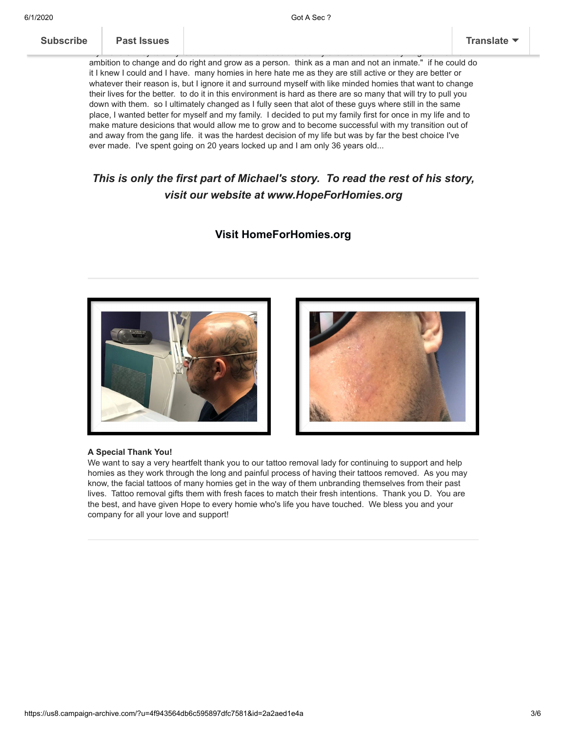ambition to change and do right and grow as a person. think as a man and not an inmate." if he could do it I knew I could and I have. many homies in here hate me as they are still active or they are better or whatever their reason is, but I ignore it and surround myself with like minded homies that want to change their lives for the better. to do it in this environment is hard as there are so many that will try to pull you down with them. so I ultimately changed as I fully seen that alot of these guys where still in the same place, I wanted better for myself and my family. I decided to put my family first for once in my life and to make mature desicions that would allow me to grow and to become successful with my transition out of and away from the gang life. it was the hardest decision of my life but was by far the best choice I've ever made. I've spent going on 20 years locked up and I am only 36 years old...

***This is only the first part of Michael's story. To read the rest of his story, visit our website at www.HopeForHomies.org***

**Visit HomeForHomies.org**

**A Special Thank You!**
We want to say a very heartfelt thank you to our tattoo removal lady for continuing to support and help homies as they work through the long and painful process of having their tattoos removed. As you may know, the facial tattoos of many homies get in the way of them unbranding themselves from their past lives. Tattoo removal gifts them with fresh faces to match their fresh intentions. Thank you D. You are the best, and have given Hope to every homie who's life you have touched. We bless you and your company for all your love and support!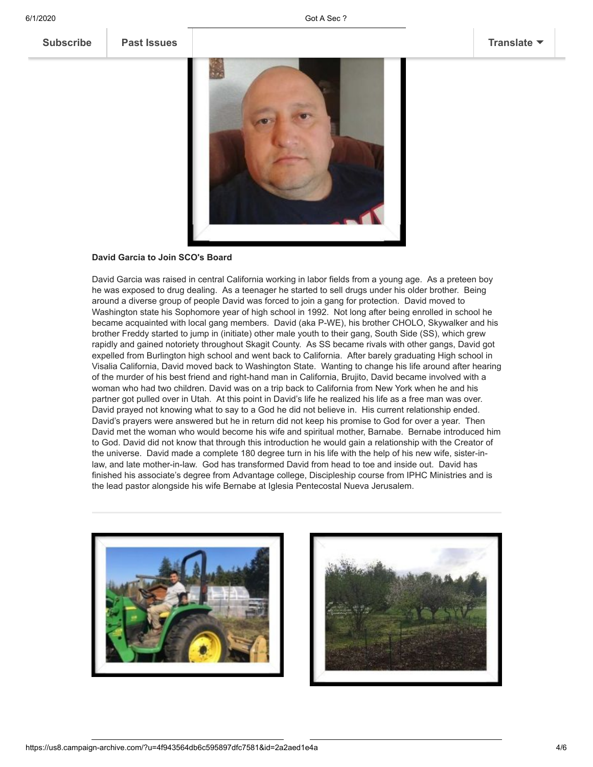**David Garcia to Join SCO's Board**

David Garcia was raised in central California working in labor fields from a young age. As a preteen boy he was exposed to drug dealing. As a teenager he started to sell drugs under his older brother. Being around a diverse group of people David was forced to join a gang for protection. David moved to Washington state his Sophomore year of high school in 1992. Not long after being enrolled in school he became acquainted with local gang members. David (aka P-WE), his brother CHOLO, Skywalker and his brother Freddy started to jump in (initiate) other male youth to their gang, South Side (SS), which grew rapidly and gained notoriety throughout Skagit County. As SS became rivals with other gangs, David got expelled from Burlington high school and went back to California. After barely graduating High school in Visalia California, David moved back to Washington State. Wanting to change his life around after hearing of the murder of his best friend and right-hand man in California, Brujito, David became involved with a woman who had two children. David was on a trip back to California from New York when he and his partner got pulled over in Utah. At this point in David's life he realized his life as a free man was over. David prayed not knowing what to say to a God he did not believe in. His current relationship ended. David's prayers were answered but he in return did not keep his promise to God for over a year. Then David met the woman who would become his wife and spiritual mother, Barnabe. Bernabe introduced him to God. David did not know that through this introduction he would gain a relationship with the Creator of the universe. David made a complete 180 degree turn in his life with the help of his new wife, sister-in-law, and late mother-in-law. God has transformed David from head to toe and inside out. David has finished his associate's degree from Advantage college, Discipleship course from IPHC Ministries and is the lead pastor alongside his wife Bernabe at Iglesia Pentecostal Nueva Jerusalem.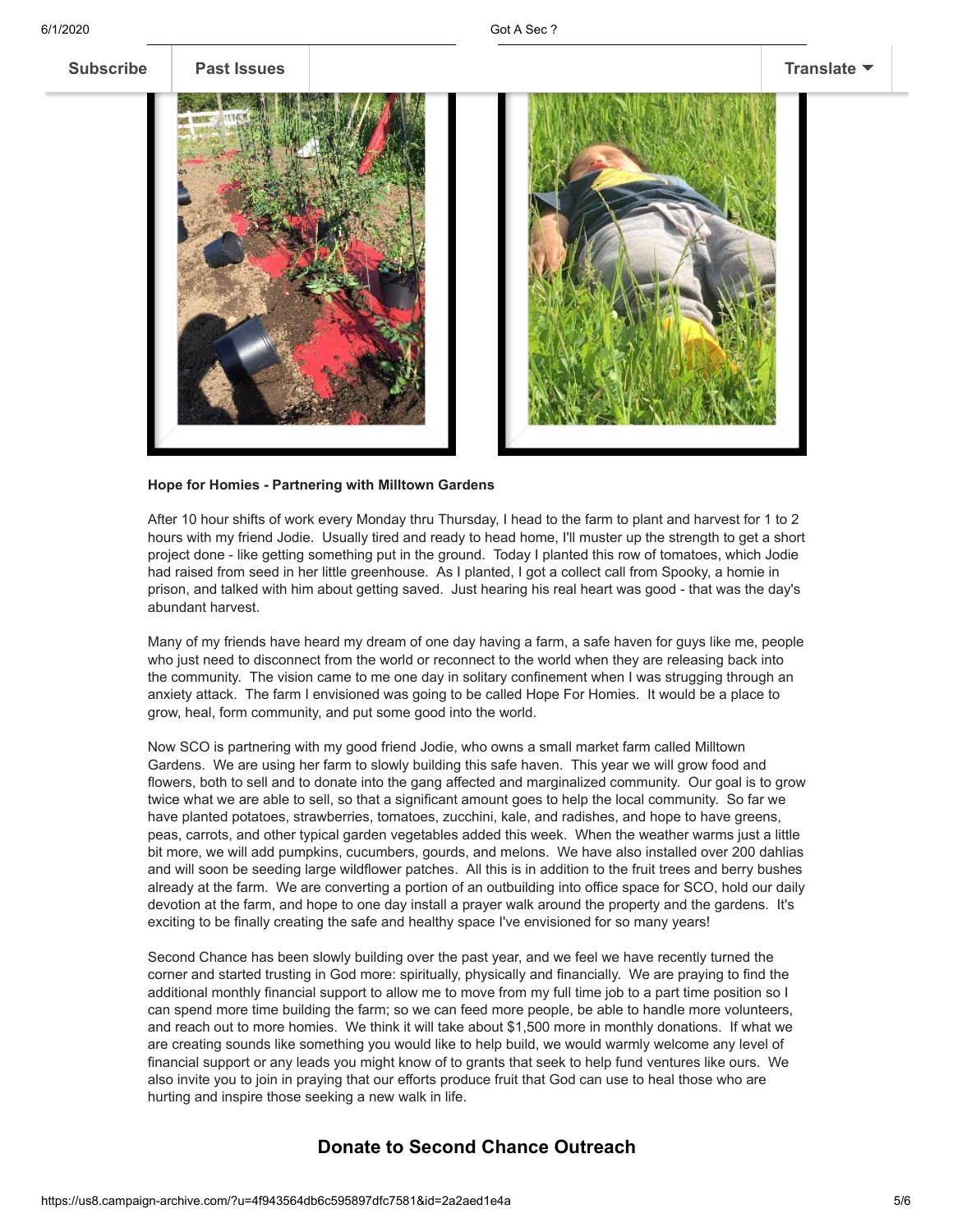**Hope for Homies - Partnering with Milltown Gardens**

After 10 hour shifts of work every Monday thru Thursday, I head to the farm to plant and harvest for 1 to 2 hours with my friend Jodie. Usually tired and ready to head home, I'll muster up the strength to get a short project done - like getting something put in the ground. Today I planted this row of tomatoes, which Jodie had raised from seed in her little greenhouse. As I planted, I got a collect call from Spooky, a homie in prison, and talked with him about getting saved. Just hearing his real heart was good - that was the day's abundant harvest.

Many of my friends have heard my dream of one day having a farm, a safe haven for guys like me, people who just need to disconnect from the world or reconnect to the world when they are releasing back into the community. The vision came to me one day in solitary confinement when I was strugging through an anxiety attack. The farm I envisioned was going to be called Hope For Homies. It would be a place to grow, heal, form community, and put some good into the world.

Now SCO is partnering with my good friend Jodie, who owns a small market farm called Milltown Gardens. We are using her farm to slowly building this safe haven. This year we will grow food and flowers, both to sell and to donate into the gang affected and marginalized community. Our goal is to grow twice what we are able to sell, so that a significant amount goes to help the local community. So far we have planted potatoes, strawberries, tomatoes, zucchini, kale, and radishes, and hope to have greens, peas, carrots, and other typical garden vegetables added this week. When the weather warms just a little bit more, we will add pumpkins, cucumbers, gourds, and melons. We have also installed over 200 dahlias and will soon be seeding large wildflower patches. All this is in addition to the fruit trees and berry bushes already at the farm. We are converting a portion of an outbuilding into office space for SCO, hold our daily devotion at the farm, and hope to one day install a prayer walk around the property and the gardens. It's exciting to be finally creating the safe and healthy space I've envisioned for so many years!

Second Chance has been slowly building over the past year, and we feel we have recently turned the corner and started trusting in God more: spiritually, physically and financially. We are praying to find the additional monthly financial support to allow me to move from my full time job to a part time position so I can spend more time building the farm; so we can feed more people, be able to handle more volunteers, and reach out to more homies. We think it will take about $1,500 more in monthly donations. If what we are creating sounds like something you would like to help build, we would warmly welcome any level of financial support or any leads you might know of to grants that seek to help fund ventures like ours. We also invite you to join in praying that our efforts produce fruit that God can use to heal those who are hurting and inspire those seeking a new walk in life.

## Donate to Second Chance Outreach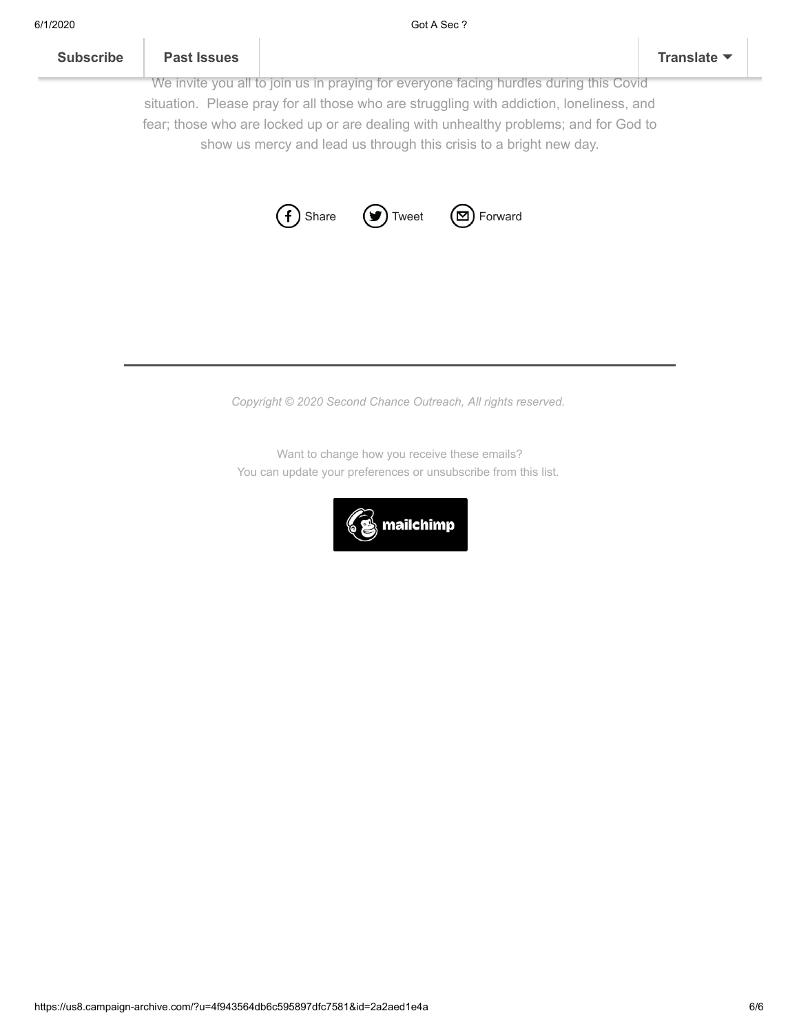We invite you all to join us in praying for everyone facing hurdles during this Covid situation. Please pray for all those who are struggling with addiction, loneliness, and fear; those who are locked up or are dealing with unhealthy problems; and for God to show us mercy and lead us through this crisis to a bright new day.

Share Tweet Forward

---

*Copyright © 2020 Second Chance Outreach, All rights reserved.*

Want to change how you receive these emails?
You can update your preferences or unsubscribe from this list.